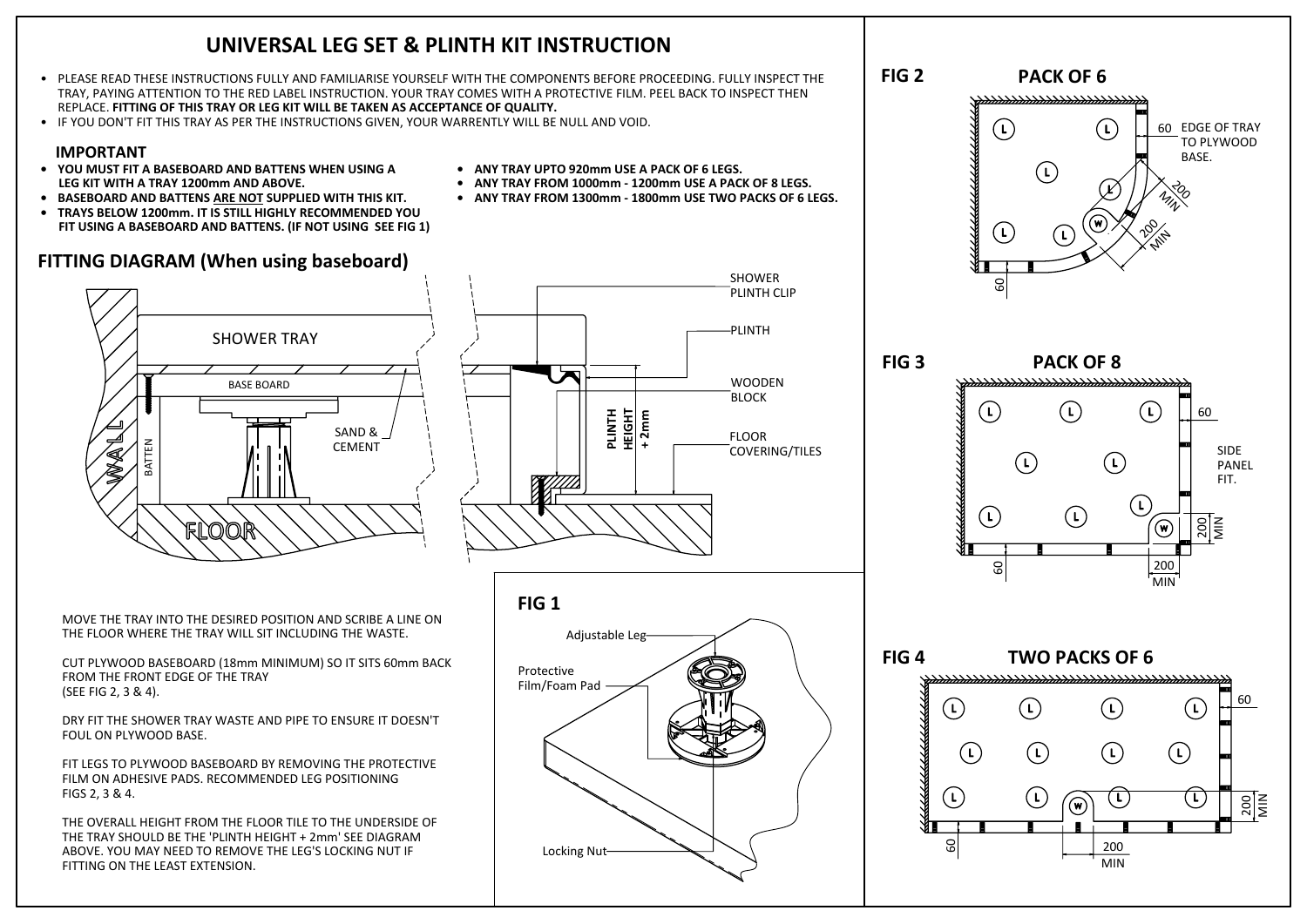# UNIVERSAL LEG SET & PLINTH KIT INSTRUCTION

- PLEASE READ THESE INSTRUCTIONS FULLY AND FAMILIARISE YOURSELF WITH THE COMPONENTS BEFORE PROCEEDING. FULLY INSPECT THE TRAY, PAYING ATTENTION TO THE RED LABEL INSTRUCTION. YOUR TRAY COMES WITH A PROTECTIVE FILM. PEEL BACK TO INSPECT THEN REPLACE. **FITTING OF THIS TRAY OR LEG KIT WILL BE TAKEN AS ACCEPTANCE OF QUALITY.**
- IF YOU DON'T FIT THIS TRAY AS PER THE INSTRUCTIONS GIVEN, YOUR WARRENTLY WILL BE NULL AND VOID.

## IMPORTANT

- **YOU MUST FIT A BASEBOARD AND BATTENS WHEN USING A LEG KIT WITH A TRAY 1200mm AND ABOVE.**
- **BASEBOARD AND BATTENS ARE NOT SUPPLIED WITH THIS KIT.**
- **TRAYS BELOW 1200mm. IT IS STILL HIGHLY RECOMMENDED YOU FIT USING A BASEBOARD AND BATTENS. (IF NOT USING SEE FIG 1)**
- **ANY TRAY UPTO 920mm USE A PACK OF 6 LEGS.**
- **ANY TRAY FROM 1000mm - 1200mm USE A PACK OF 8 LEGS.**
- **ANY TRAY FROM 1300mm - 1800mm USE TWO PACKS OF 6 LEGS.**

## FITTING DIAGRAM (When using baseboard)

SHOWER TRAY, BASE BOARD, BATTEN, WALL, SAND & CEMENT, FLOOR, SHOWER PLINTH CLIP, PLINTH, WOODEN BLOCK, FLOOR COVERING/TILES, PLINTH HEIGHT + 2mm

MOVE THE TRAY INTO THE DESIRED POSITION AND SCRIBE A LINE ON THE FLOOR WHERE THE TRAY WILL SIT INCLUDING THE WASTE.

CUT PLYWOOD BASEBOARD (18mm MINIMUM) SO IT SITS 60mm BACK FROM THE FRONT EDGE OF THE TRAY (SEE FIG 2, 3 & 4).

DRY FIT THE SHOWER TRAY WASTE AND PIPE TO ENSURE IT DOESN'T FOUL ON PLYWOOD BASE.

FIT LEGS TO PLYWOOD BASEBOARD BY REMOVING THE PROTECTIVE FILM ON ADHESIVE PADS. RECOMMENDED LEG POSITIONING FIGS 2, 3 & 4.

THE OVERALL HEIGHT FROM THE FLOOR TILE TO THE UNDERSIDE OF THE TRAY SHOULD BE THE 'PLINTH HEIGHT + 2mm' SEE DIAGRAM ABOVE. YOU MAY NEED TO REMOVE THE LEG'S LOCKING NUT IF FITTING ON THE LEAST EXTENSION.

## FIG 1

Adjustable Leg, Protective Film/Foam Pad, Locking Nut

## FIG 2 — PACK OF 6

60 EDGE OF TRAY TO PLYWOOD BASE. 200 MIN, 200 MIN, 60

## FIG 3 — PACK OF 8

60, SIDE PANEL FIT. 200 MIN, 200 MIN, 60

## FIG 4 — TWO PACKS OF 6

60, 200 MIN, 200 MIN, 60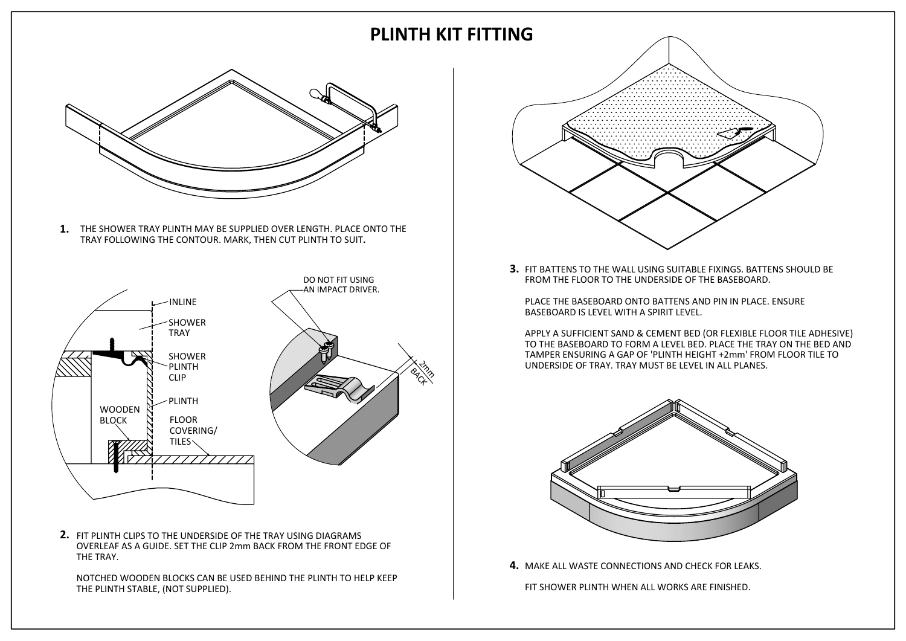# PLINTH KIT FITTING

**1.** THE SHOWER TRAY PLINTH MAY BE SUPPLIED OVER LENGTH. PLACE ONTO THE TRAY FOLLOWING THE CONTOUR. MARK, THEN CUT PLINTH TO SUIT.

INLINE

SHOWER TRAY

SHOWER PLINTH CLIP

PLINTH

WOODEN BLOCK

FLOOR COVERING/ TILES

DO NOT FIT USING AN IMPACT DRIVER.

2mm BACK

**2.** FIT PLINTH CLIPS TO THE UNDERSIDE OF THE TRAY USING DIAGRAMS OVERLEAF AS A GUIDE. SET THE CLIP 2mm BACK FROM THE FRONT EDGE OF THE TRAY.

NOTCHED WOODEN BLOCKS CAN BE USED BEHIND THE PLINTH TO HELP KEEP THE PLINTH STABLE, (NOT SUPPLIED).

**3.** FIT BATTENS TO THE WALL USING SUITABLE FIXINGS. BATTENS SHOULD BE FROM THE FLOOR TO THE UNDERSIDE OF THE BASEBOARD.

PLACE THE BASEBOARD ONTO BATTENS AND PIN IN PLACE. ENSURE BASEBOARD IS LEVEL WITH A SPIRIT LEVEL.

APPLY A SUFFICIENT SAND & CEMENT BED (OR FLEXIBLE FLOOR TILE ADHESIVE) TO THE BASEBOARD TO FORM A LEVEL BED. PLACE THE TRAY ON THE BED AND TAMPER ENSURING A GAP OF 'PLINTH HEIGHT +2mm' FROM FLOOR TILE TO UNDERSIDE OF TRAY. TRAY MUST BE LEVEL IN ALL PLANES.

**4.** MAKE ALL WASTE CONNECTIONS AND CHECK FOR LEAKS.

FIT SHOWER PLINTH WHEN ALL WORKS ARE FINISHED.